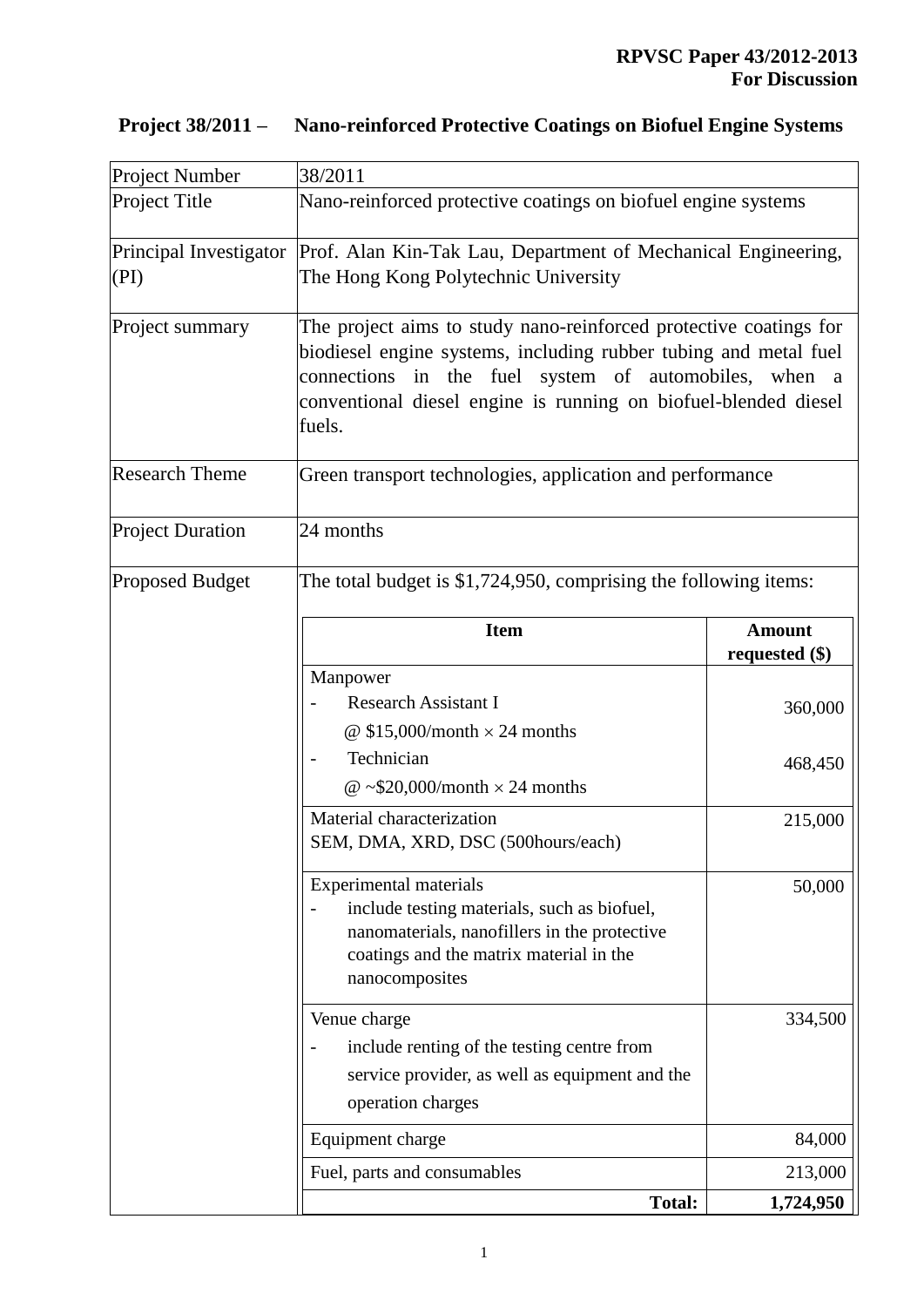**RPVSC Paper 43/2012-2013**
**For Discussion**

# Project 38/2011 – Nano-reinforced Protective Coatings on Biofuel Engine Systems

| | |
|---|---|
| Project Number | 38/2011 |
| Project Title | Nano-reinforced protective coatings on biofuel engine systems |
| Principal Investigator (PI) | Prof. Alan Kin-Tak Lau, Department of Mechanical Engineering, The Hong Kong Polytechnic University |
| Project summary | The project aims to study nano-reinforced protective coatings for biodiesel engine systems, including rubber tubing and metal fuel connections in the fuel system of automobiles, when a conventional diesel engine is running on biofuel-blended diesel fuels. |
| Research Theme | Green transport technologies, application and performance |
| Project Duration | 24 months |
| Proposed Budget | The total budget is $1,724,950, comprising the following items: |

| Item | Amount requested ($) |
|---|---|
| Manpower<br>- Research Assistant I<br>@ $15,000/month × 24 months<br>- Technician<br>@ ~$20,000/month × 24 months | <br>360,000<br><br>468,450 |
| Material characterization<br>SEM, DMA, XRD, DSC (500hours/each) | 215,000 |
| Experimental materials<br>- include testing materials, such as biofuel, nanomaterials, nanofillers in the protective coatings and the matrix material in the nanocomposites | 50,000 |
| Venue charge<br>- include renting of the testing centre from service provider, as well as equipment and the operation charges | 334,500 |
| Equipment charge | 84,000 |
| Fuel, parts and consumables | 213,000 |
| **Total:** | **1,724,950** |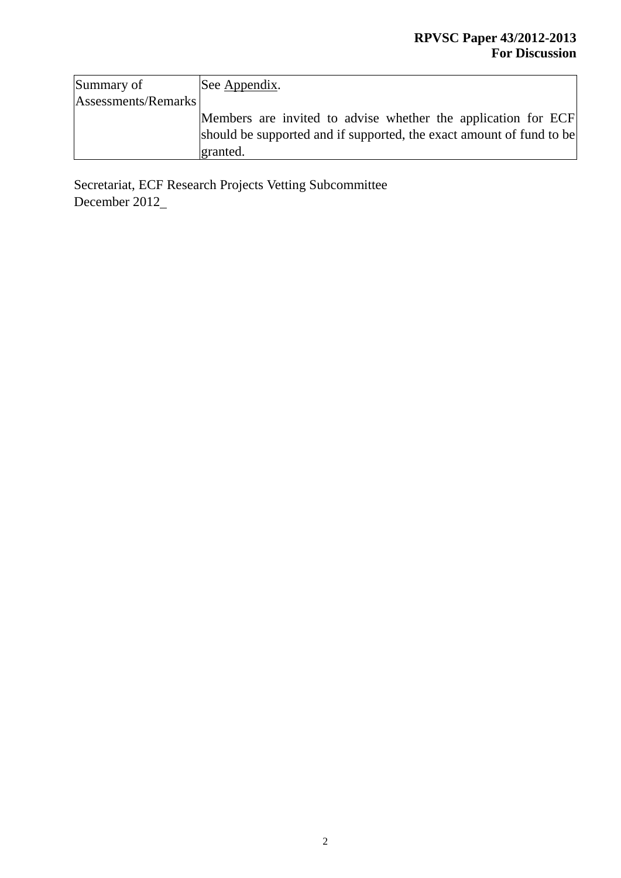**RPVSC Paper 43/2012-2013**
**For Discussion**

| | |
|---|---|
| Summary of Assessments/Remarks | See <u>Appendix</u>.<br><br>Members are invited to advise whether the application for ECF should be supported and if supported, the exact amount of fund to be granted. |

Secretariat, ECF Research Projects Vetting Subcommittee
December 2012